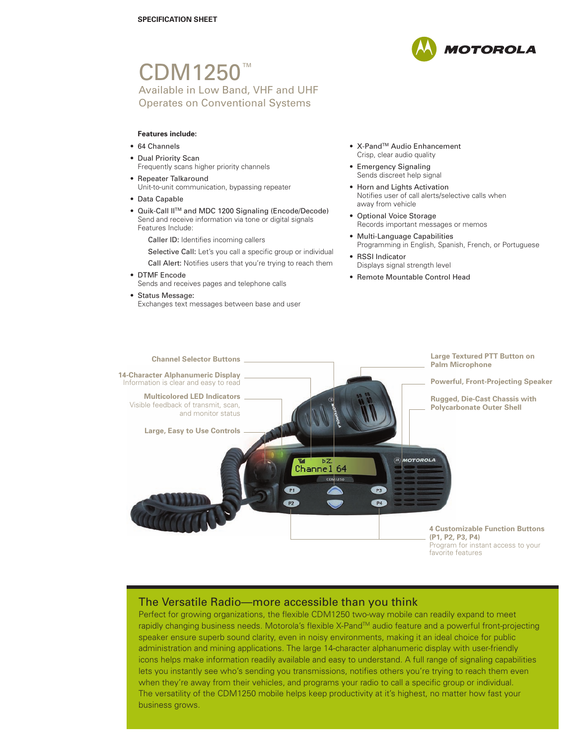SPECIFICATION SHEET

# CDM1250™

## Available in Low Band, VHF and UHF
## Operates on Conventional Systems

**Features include:**

- 64 Channels
- Dual Priority Scan
  Frequently scans higher priority channels
- Repeater Talkaround
  Unit-to-unit communication, bypassing repeater
- Data Capable
- Quik-Call II™ and MDC 1200 Signaling (Encode/Decode)
  Send and receive information via tone or digital signals
  Features Include:
  - Caller ID: Identifies incoming callers
  - Selective Call: Let's you call a specific group or individual
  - Call Alert: Notifies users that you're trying to reach them
- DTMF Encode
  Sends and receives pages and telephone calls
- Status Message:
  Exchanges text messages between base and user
- X-Pand™ Audio Enhancement
  Crisp, clear audio quality
- Emergency Signaling
  Sends discreet help signal
- Horn and Lights Activation
  Notifies user of call alerts/selective calls when away from vehicle
- Optional Voice Storage
  Records important messages or memos
- Multi-Language Capabilities
  Programming in English, Spanish, French, or Portuguese
- RSSI Indicator
  Displays signal strength level
- Remote Mountable Control Head

**Channel Selector Buttons**

**14-Character Alphanumeric Display**
Information is clear and easy to read

**Multicolored LED Indicators**
Visible feedback of transmit, scan, and monitor status

**Large, Easy to Use Controls**

**Large Textured PTT Button on Palm Microphone**

**Powerful, Front-Projecting Speaker**

**Rugged, Die-Cast Chassis with Polycarbonate Outer Shell**

**4 Customizable Function Buttons (P1, P2, P3, P4)**
Program for instant access to your favorite features

## The Versatile Radio—more accessible than you think

Perfect for growing organizations, the flexible CDM1250 two-way mobile can readily expand to meet rapidly changing business needs. Motorola's flexible X-Pand™ audio feature and a powerful front-projecting speaker ensure superb sound clarity, even in noisy environments, making it an ideal choice for public administration and mining applications. The large 14-character alphanumeric display with user-friendly icons helps make information readily available and easy to understand. A full range of signaling capabilities lets you instantly see who's sending you transmissions, notifies others you're trying to reach them even when they're away from their vehicles, and programs your radio to call a specific group or individual. The versatility of the CDM1250 mobile helps keep productivity at it's highest, no matter how fast your business grows.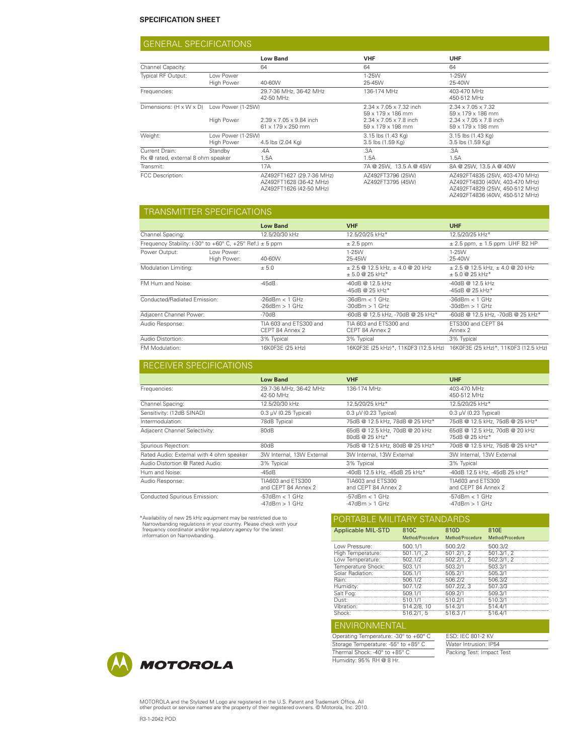**SPECIFICATION SHEET**

## GENERAL SPECIFICATIONS

| | | Low Band | VHF | UHF |
|---|---|---|---|---|
| Channel Capacity: | | 64 | 64 | 64 |
| Typical RF Output: | Low Power<br>High Power | 40-60W | 1-25W<br>25-45W | 1-25W<br>25-40W |
| Frequencies: | | 29.7-36 MHz, 36-42 MHz<br>42-50 MHz | 136-174 MHz | 403-470 MHz<br>450-512 MHz |
| Dimensions: (H x W x D) | Low Power (1-25W) | | 2.34 x 7.05 x 7.32 inch<br>59 x 179 x 186 mm | 2.34 x 7.05 x 7.32<br>59 x 179 x 186 mm |
| | High Power | 2.39 x 7.05 x 9.84 inch<br>61 x 179 x 250 mm | 2.34 x 7.05 x 7.8 inch<br>59 x 179 x 198 mm | 2.34 x 7.05 x 7.8 inch<br>59 x 179 x 198 mm |
| Weight: | Low Power (1-25W)<br>High Power | 4.5 lbs (2.04 Kg) | 3.15 lbs (1.43 Kg)<br>3.5 lbs (1.59 Kg) | 3.15 lbs (1.43 Kg)<br>3.5 lbs (1.59 Kg) |
| Current Drain:<br>Rx @ rated, external 8 ohm speaker | Standby | .4A<br>1.5A | .3A<br>1.5A | .3A<br>1.5A |
| Transmit: | | 17A | 7A @ 25W, 13.5 A @ 45W | 8A @ 25W, 13.5 A @ 40W |
| FCC Description: | | AZ492FT1627 (29.7-36 MHz)<br>AZ492FT1628 (36-42 MHz)<br>AZ492FT1626 (42-50 MHz) | AZ492FT3796 (25W)<br>AZ492FT3795 (45W) | AZ492FT4835 (25W, 403-470 MHz)<br>AZ492FT4830 (40W, 403-470 MHz)<br>AZ492FT4829 (25W, 450-512 MHz)<br>AZ492FT4836 (40W, 450-512 MHz) |

## TRANSMITTER SPECIFICATIONS

| | | Low Band | VHF | UHF |
|---|---|---|---|---|
| Channel Spacing: | | 12.5/20/30 kHz | 12.5/20/25 kHz* | 12.5/20/25 kHz* |
| Frequency Stability: (-30° to +60° C, +25° Ref.) | | ± 5 ppm | ± 2.5 ppm | ± 2.5 ppm, ± 1.5 ppm UHF B2 HP |
| Power Output: | Low Power:<br>High Power: | 40-60W | 1-25W<br>25-45W | 1-25W<br>25-40W |
| Modulation Limiting: | | ± 5.0 | ± 2.5 @ 12.5 kHz, ± 4.0 @ 20 kHz<br>± 5.0 @ 25 kHz* | ± 2.5 @ 12.5 kHz, ± 4.0 @ 20 kHz<br>± 5.0 @ 25 kHz* |
| FM Hum and Noise: | | -45dB | -40dB @ 12.5 kHz<br>-45dB @ 25 kHz* | -40dB @ 12.5 kHz<br>-45dB @ 25 kHz* |
| Conducted/Radiated Emission: | | -26dBm < 1 GHz<br>-26dBm > 1 GHz | -36dBm < 1 GHz<br>-30dBm > 1 GHz | -36dBm < 1 GHz<br>-30dBm > 1 GHz |
| Adjacent Channel Power: | | -70dB | -60dB @ 12.5 kHz, -70dB @ 25 kHz* | -60dB @ 12.5 kHz, -70dB @ 25 kHz* |
| Audio Response: | | TIA 603 and ETS300 and<br>CEPT 84 Annex 2 | TIA 603 and ETS300 and<br>CEPT 84 Annex 2 | ETS300 and CEPT 84<br>Annex 2 |
| Audio Distortion: | | 3% Typical | 3% Typical | 3% Typical |
| FM Modulation: | | 16K0F3E (25 kHz) | 16K0F3E (25 kHz)*, 11K0F3 (12.5 kHz) | 16K0F3E (25 kHz)*, 11K0F3 (12.5 kHz) |

## RECEIVER SPECIFICATIONS

| | Low Band | VHF | UHF |
|---|---|---|---|
| Frequencies: | 29.7-36 MHz, 36-42 MHz<br>42-50 MHz | 136-174 MHz | 403-470 MHz<br>450-512 MHz |
| Channel Spacing: | 12.5/20/30 kHz | 12.5/20/25 kHz* | 12.5/20/25 kHz* |
| Sensitivity: (12dB SINAD) | 0.3 µV (0.25 Typical) | 0.3 µV (0.23 Typical) | 0.3 µV (0.23 Typical) |
| Intermodulation: | 78dB Typical | 75dB @ 12.5 kHz, 78dB @ 25 kHz* | 75dB @ 12.5 kHz, 75dB @ 25 kHz* |
| Adjacent Channel Selectivity: | 80dB | 65dB @ 12.5 kHz, 70dB @ 20 kHz<br>80dB @ 25 kHz* | 65dB @ 12.5 kHz, 70dB @ 20 kHz<br>75dB @ 25 kHz* |
| Spurious Rejection: | 80dB | 75dB @ 12.5 kHz, 80dB @ 25 kHz* | 70dB @ 12.5 kHz, 75dB @ 25 kHz* |
| Rated Audio: External with 4 ohm speaker | 3W Internal, 13W External | 3W Internal, 13W External | 3W Internal, 13W External |
| Audio Distortion @ Rated Audio: | 3% Typical | 3% Typical | 3% Typical |
| Hum and Noise: | -45dB | -40dB 12.5 kHz, -45dB 25 kHz* | -40dB 12.5 kHz, -45dB 25 kHz* |
| Audio Response: | TIA603 and ETS300<br>and CEPT 84 Annex 2 | TIA603 and ETS300<br>and CEPT 84 Annex 2 | TIA603 and ETS300<br>and CEPT 84 Annex 2 |
| Conducted Spurious Emission: | -57dBm < 1 GHz<br>-47dBm > 1 GHz | -57dBm < 1 GHz<br>-47dBm > 1 GHz | -57dBm < 1 GHz<br>-47dBm > 1 GHz |

*Availability of new 25 kHz equipment may be restricted due to Narrowbanding regulations in your country. Please check with your frequency coordinator and/or regulatory agency for the latest information on Narrowbanding.

## PORTABLE MILITARY STANDARDS

| Applicable MIL-STD | 810C<br>Method/Procedure | 810D<br>Method/Procedure | 810E<br>Method/Procedure |
|---|---|---|---|
| Low Pressure: | 500.1/1 | 500.2/2 | 500.3/2 |
| High Temperature: | 501.1/1, 2 | 501.2/1, 2 | 501.3/1, 2 |
| Low Temperature: | 502.1/2 | 502.2/1, 2 | 502.3/1, 2 |
| Temperature Shock: | 503.1/1 | 503.2/1 | 503.3/1 |
| Solar Radiation: | 505.1/1 | 505.2/1 | 505.3/1 |
| Rain: | 506.1/2 | 506.2/2 | 506.3/2 |
| Humidity: | 507.1/2 | 507.2/2, 3 | 507.3/3 |
| Salt Fog: | 509.1/1 | 509.2/1 | 509.3/1 |
| Dust: | 510.1/1 | 510.2/1 | 510.3/1 |
| Vibration: | 514.2/8, 10 | 514.3/1 | 514.4/1 |
| Shock: | 516.2/1, 5 | 516.3/1 | 516.4/1 |

## ENVIRONMENTAL

| | |
|---|---|
| Operating Temperature: -30° to +60° C | ESD: IEC 801-2 KV |
| Storage Temperature: -55° to +85° C | Water Intrusion: IP54 |
| Thermal Shock: -40° to +85° C | Packing Test: Impact Test |
| Humidity: 95% RH @ 8 Hr. | |

MOTOROLA

MOTOROLA and the Stylized M Logo are registered in the U.S. Patent and Trademark Office. All other product or service names are the property of their registered owners. © Motorola, Inc. 2010.

R3-1-2042 POD